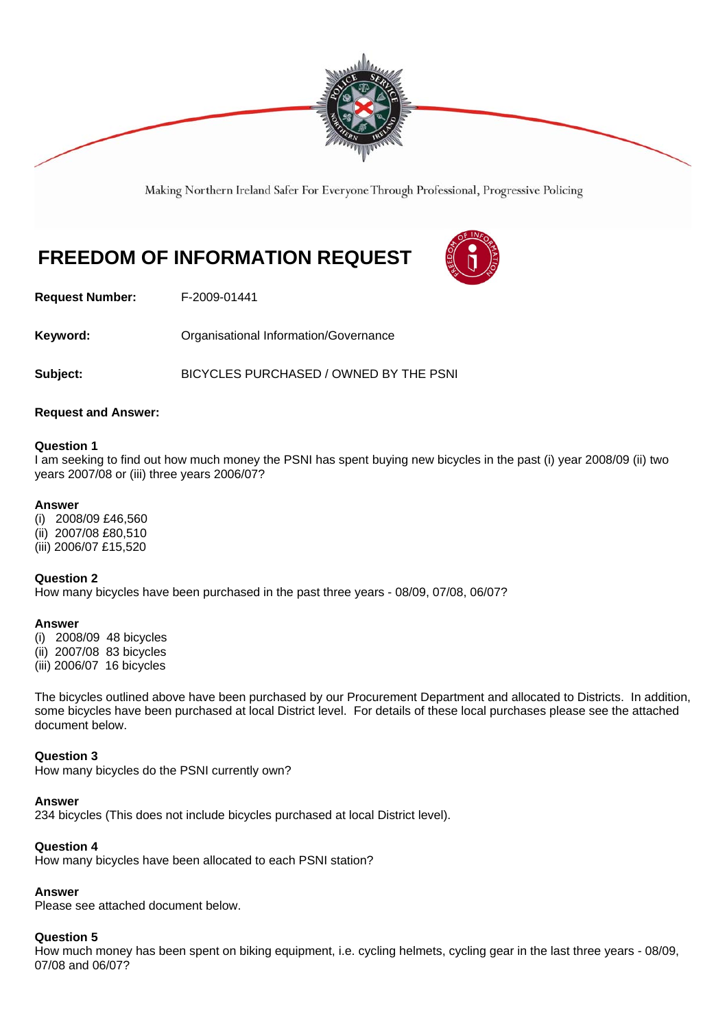Making Northern Ireland Safer For Everyone Through Professional, Progressive Policing

# FREEDOM OF INFORMATION REQUEST

**Request Number:** F-2009-01441

**Keyword:** Organisational Information/Governance

**Subject:** BICYCLES PURCHASED / OWNED BY THE PSNI

**Request and Answer:**

**Question 1**
I am seeking to find out how much money the PSNI has spent buying new bicycles in the past (i) year 2008/09 (ii) two years 2007/08 or (iii) three years 2006/07?

**Answer**
(i) 2008/09 £46,560
(ii) 2007/08 £80,510
(iii) 2006/07 £15,520

**Question 2**
How many bicycles have been purchased in the past three years - 08/09, 07/08, 06/07?

**Answer**
(i) 2008/09 48 bicycles
(ii) 2007/08 83 bicycles
(iii) 2006/07 16 bicycles

The bicycles outlined above have been purchased by our Procurement Department and allocated to Districts. In addition, some bicycles have been purchased at local District level. For details of these local purchases please see the attached document below.

**Question 3**
How many bicycles do the PSNI currently own?

**Answer**
234 bicycles (This does not include bicycles purchased at local District level).

**Question 4**
How many bicycles have been allocated to each PSNI station?

**Answer**
Please see attached document below.

**Question 5**
How much money has been spent on biking equipment, i.e. cycling helmets, cycling gear in the last three years - 08/09, 07/08 and 06/07?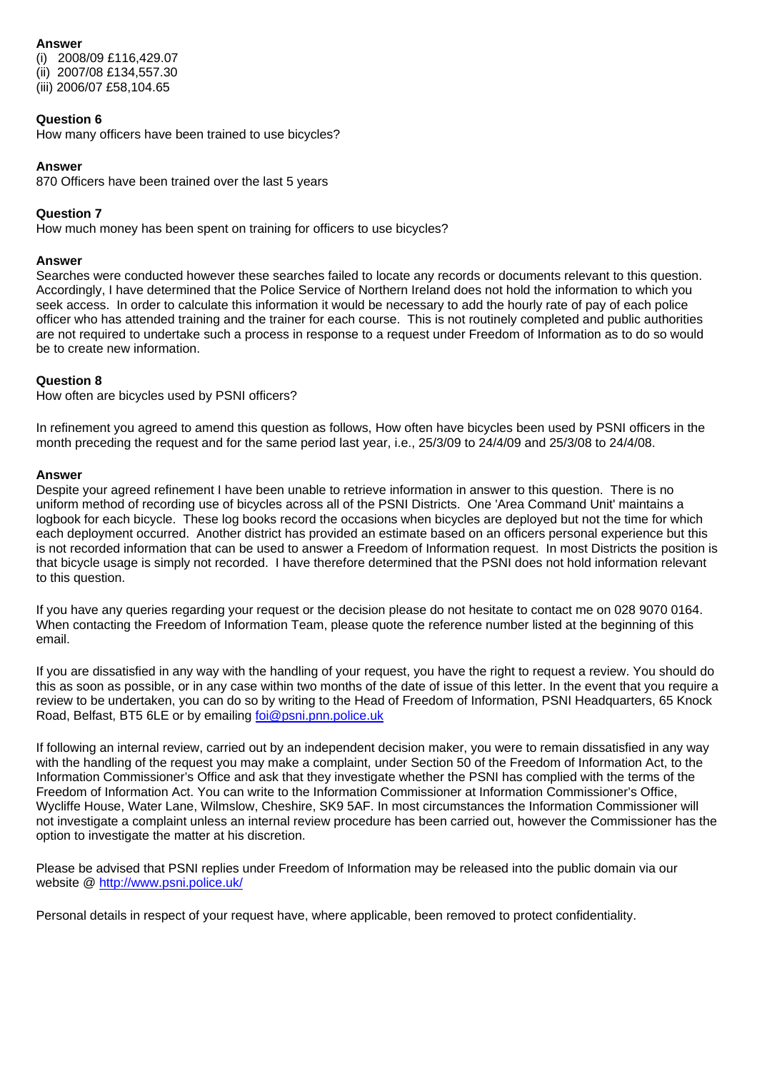**Answer**

(i) 2008/09 £116,429.07
(ii) 2007/08 £134,557.30
(iii) 2006/07 £58,104.65

**Question 6**

How many officers have been trained to use bicycles?

**Answer**

870 Officers have been trained over the last 5 years

**Question 7**

How much money has been spent on training for officers to use bicycles?

**Answer**

Searches were conducted however these searches failed to locate any records or documents relevant to this question. Accordingly, I have determined that the Police Service of Northern Ireland does not hold the information to which you seek access. In order to calculate this information it would be necessary to add the hourly rate of pay of each police officer who has attended training and the trainer for each course. This is not routinely completed and public authorities are not required to undertake such a process in response to a request under Freedom of Information as to do so would be to create new information.

**Question 8**

How often are bicycles used by PSNI officers?

In refinement you agreed to amend this question as follows, How often have bicycles been used by PSNI officers in the month preceding the request and for the same period last year, i.e., 25/3/09 to 24/4/09 and 25/3/08 to 24/4/08.

**Answer**

Despite your agreed refinement I have been unable to retrieve information in answer to this question. There is no uniform method of recording use of bicycles across all of the PSNI Districts. One 'Area Command Unit' maintains a logbook for each bicycle. These log books record the occasions when bicycles are deployed but not the time for which each deployment occurred. Another district has provided an estimate based on an officers personal experience but this is not recorded information that can be used to answer a Freedom of Information request. In most Districts the position is that bicycle usage is simply not recorded. I have therefore determined that the PSNI does not hold information relevant to this question.

If you have any queries regarding your request or the decision please do not hesitate to contact me on 028 9070 0164. When contacting the Freedom of Information Team, please quote the reference number listed at the beginning of this email.

If you are dissatisfied in any way with the handling of your request, you have the right to request a review. You should do this as soon as possible, or in any case within two months of the date of issue of this letter. In the event that you require a review to be undertaken, you can do so by writing to the Head of Freedom of Information, PSNI Headquarters, 65 Knock Road, Belfast, BT5 6LE or by emailing foi@psni.pnn.police.uk

If following an internal review, carried out by an independent decision maker, you were to remain dissatisfied in any way with the handling of the request you may make a complaint, under Section 50 of the Freedom of Information Act, to the Information Commissioner's Office and ask that they investigate whether the PSNI has complied with the terms of the Freedom of Information Act. You can write to the Information Commissioner at Information Commissioner's Office, Wycliffe House, Water Lane, Wilmslow, Cheshire, SK9 5AF. In most circumstances the Information Commissioner will not investigate a complaint unless an internal review procedure has been carried out, however the Commissioner has the option to investigate the matter at his discretion.

Please be advised that PSNI replies under Freedom of Information may be released into the public domain via our website @ http://www.psni.police.uk/

Personal details in respect of your request have, where applicable, been removed to protect confidentiality.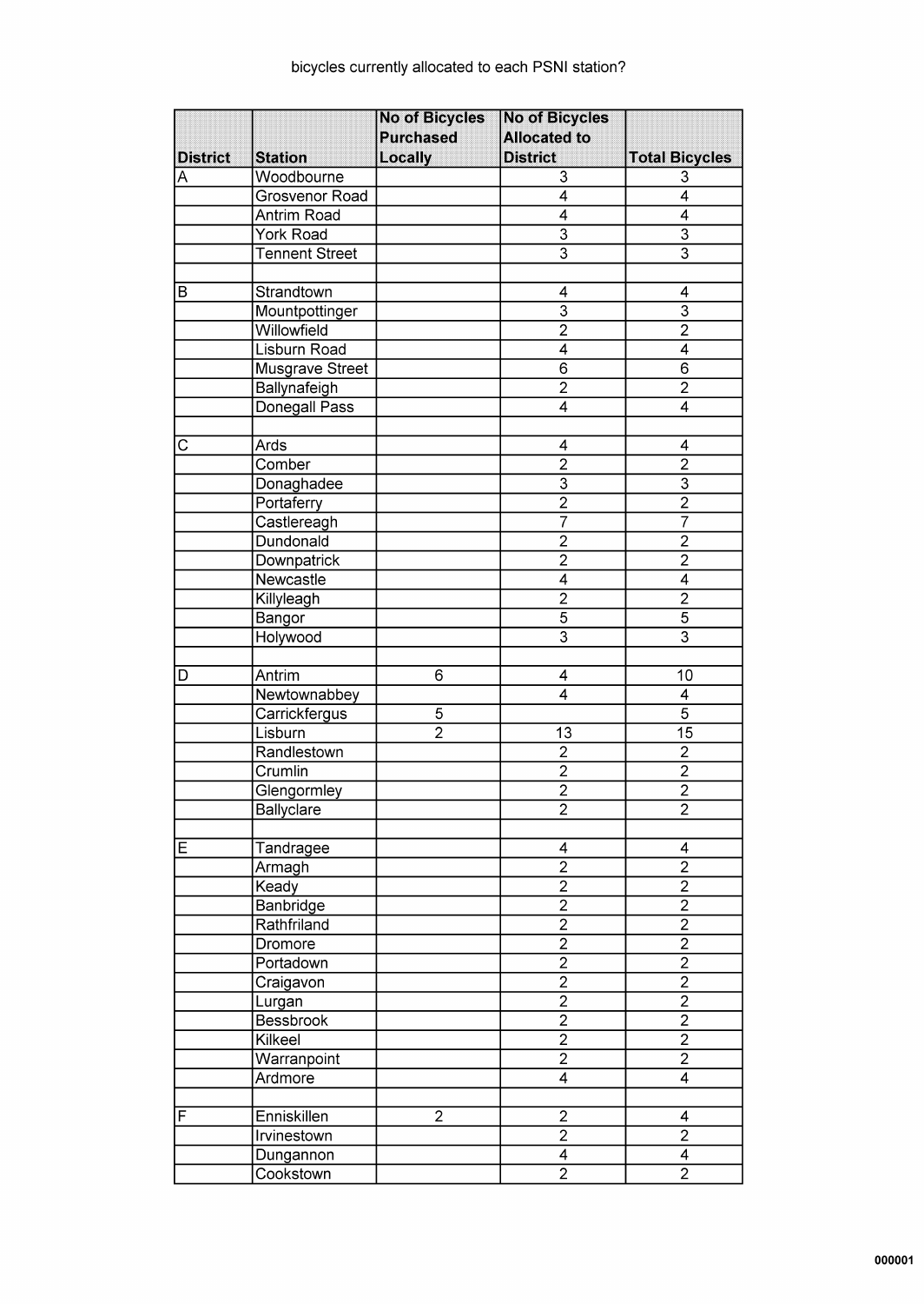bicycles currently allocated to each PSNI station?

| District | Station | No of Bicycles Purchased Locally | No of Bicycles Allocated to District | Total Bicycles |
|---|---|---|---|---|
| A | Woodbourne | | 3 | 3 |
| | Grosvenor Road | | 4 | 4 |
| | Antrim Road | | 4 | 4 |
| | York Road | | 3 | 3 |
| | Tennent Street | | 3 | 3 |
| | | | | |
| B | Strandtown | | 4 | 4 |
| | Mountpottinger | | 3 | 3 |
| | Willowfield | | 2 | 2 |
| | Lisburn Road | | 4 | 4 |
| | Musgrave Street | | 6 | 6 |
| | Ballynafeigh | | 2 | 2 |
| | Donegall Pass | | 4 | 4 |
| | | | | |
| C | Ards | | 4 | 4 |
| | Comber | | 2 | 2 |
| | Donaghadee | | 3 | 3 |
| | Portaferry | | 2 | 2 |
| | Castlereagh | | 7 | 7 |
| | Dundonald | | 2 | 2 |
| | Downpatrick | | 2 | 2 |
| | Newcastle | | 4 | 4 |
| | Killyleagh | | 2 | 2 |
| | Bangor | | 5 | 5 |
| | Holywood | | 3 | 3 |
| | | | | |
| D | Antrim | 6 | 4 | 10 |
| | Newtownabbey | | 4 | 4 |
| | Carrickfergus | 5 | | 5 |
| | Lisburn | 2 | 13 | 15 |
| | Randlestown | | 2 | 2 |
| | Crumlin | | 2 | 2 |
| | Glengormley | | 2 | 2 |
| | Ballyclare | | 2 | 2 |
| | | | | |
| E | Tandragee | | 4 | 4 |
| | Armagh | | 2 | 2 |
| | Keady | | 2 | 2 |
| | Banbridge | | 2 | 2 |
| | Rathfriland | | 2 | 2 |
| | Dromore | | 2 | 2 |
| | Portadown | | 2 | 2 |
| | Craigavon | | 2 | 2 |
| | Lurgan | | 2 | 2 |
| | Bessbrook | | 2 | 2 |
| | Kilkeel | | 2 | 2 |
| | Warranpoint | | 2 | 2 |
| | Ardmore | | 4 | 4 |
| | | | | |
| F | Enniskillen | 2 | 2 | 4 |
| | Irvinestown | | 2 | 2 |
| | Dungannon | | 4 | 4 |
| | Cookstown | | 2 | 2 |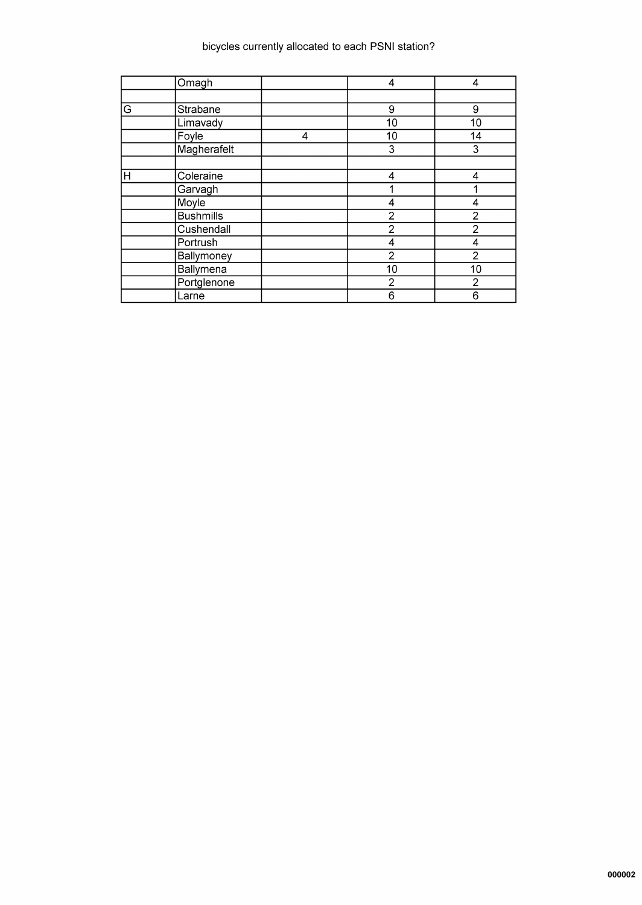bicycles currently allocated to each PSNI station?

| | | | | |
|---|---|---|---|---|
| | Omagh | | 4 | 4 |
| | | | | |
| G | Strabane | | 9 | 9 |
| | Limavady | | 10 | 10 |
| | Foyle | 4 | 10 | 14 |
| | Magherafelt | | 3 | 3 |
| | | | | |
| H | Coleraine | | 4 | 4 |
| | Garvagh | | 1 | 1 |
| | Moyle | | 4 | 4 |
| | Bushmills | | 2 | 2 |
| | Cushendall | | 2 | 2 |
| | Portrush | | 4 | 4 |
| | Ballymoney | | 2 | 2 |
| | Ballymena | | 10 | 10 |
| | Portglenone | | 2 | 2 |
| | Larne | | 6 | 6 |

000002